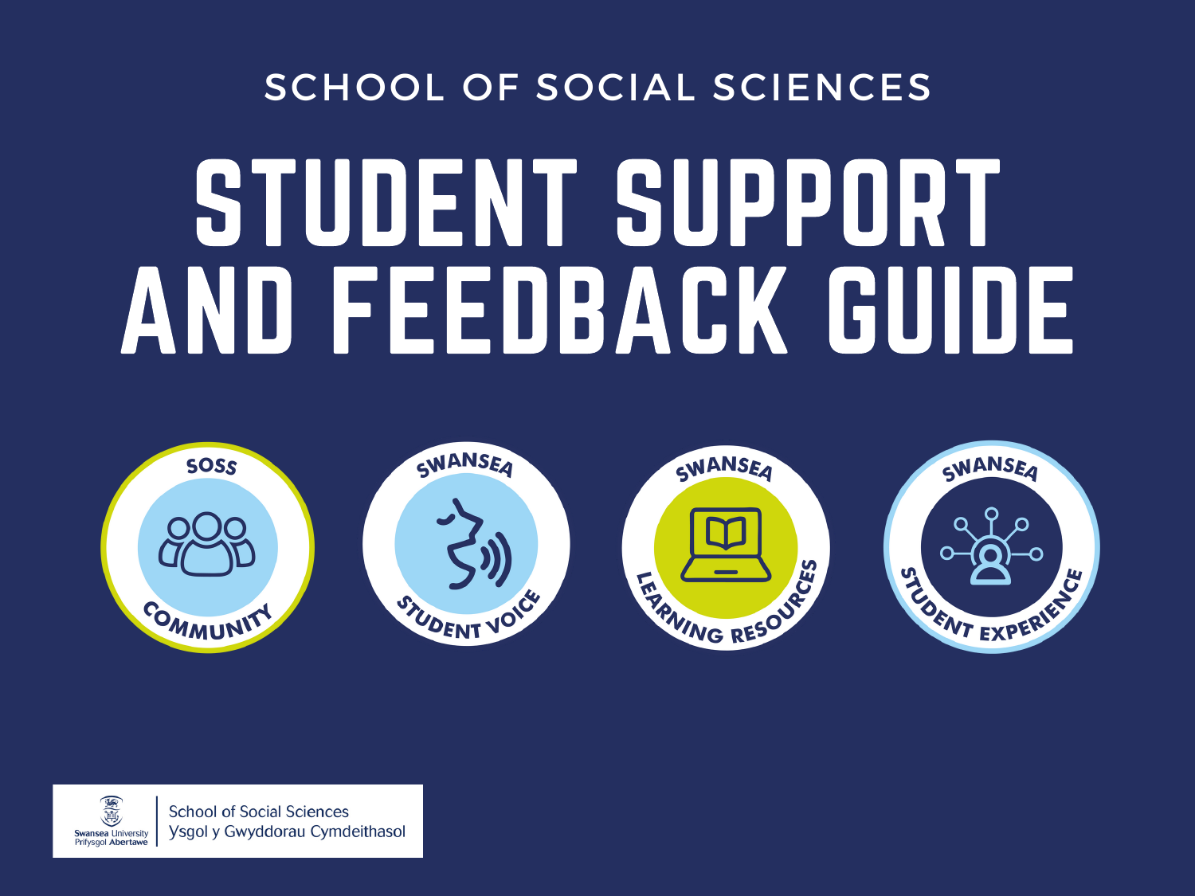SCHOOL OF SOCIAL SCIENCES

# STUDENT SUPPORT AND FEEDBACK GUIDE

SOSS COMMUNITY

SWANSEA STUDENT VOICE

SWANSEA LEARNING RESOURCES

SWANSEA STUDENT EXPERIENCE

Swansea University
Prifysgol Abertawe

School of Social Sciences
Ysgol y Gwyddorau Cymdeithasol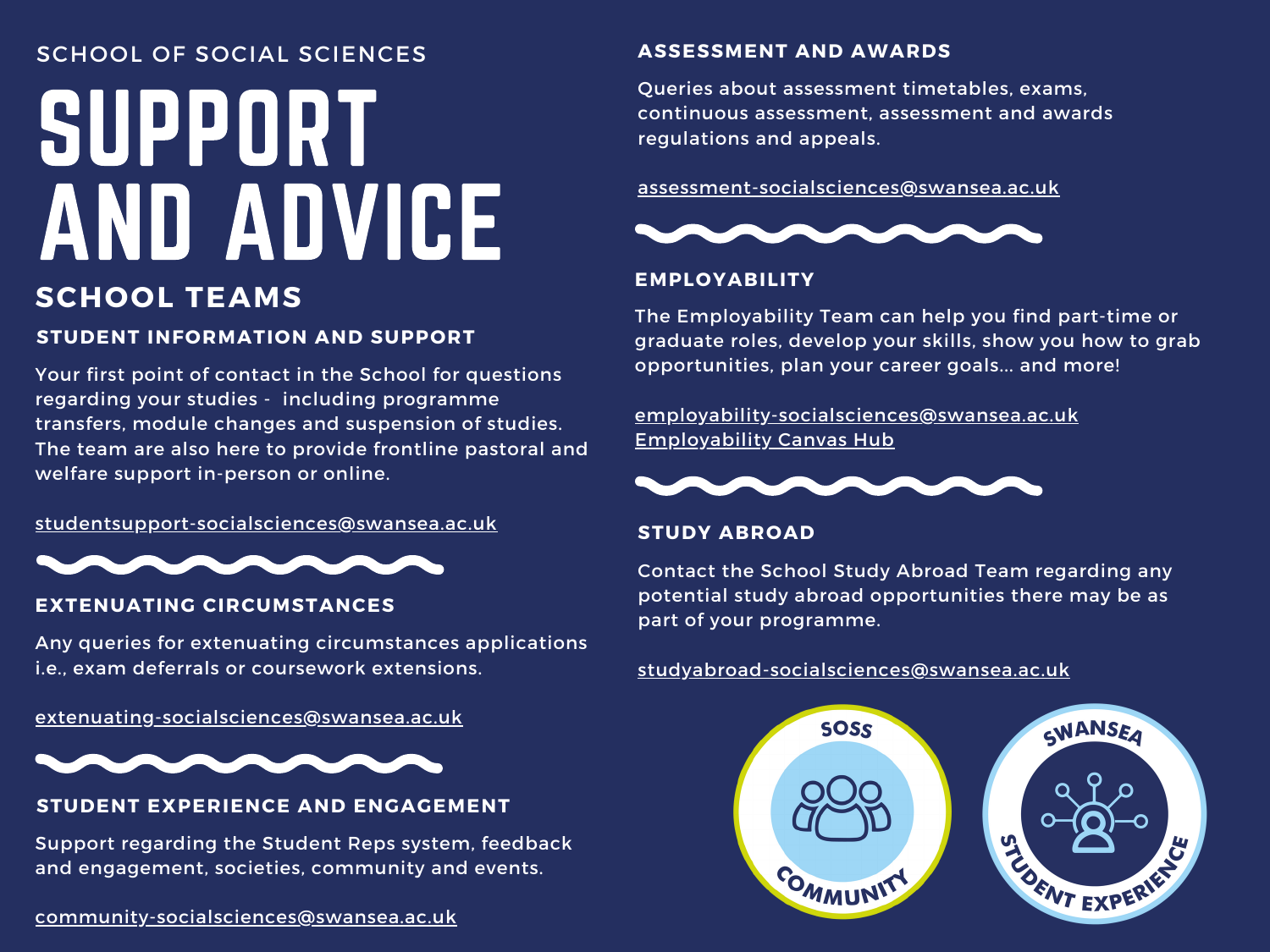SCHOOL OF SOCIAL SCIENCES

# SUPPORT AND ADVICE

## SCHOOL TEAMS

### STUDENT INFORMATION AND SUPPORT

Your first point of contact in the School for questions regarding your studies - including programme transfers, module changes and suspension of studies. The team are also here to provide frontline pastoral and welfare support in-person or online.

studentsupport-socialsciences@swansea.ac.uk

### EXTENUATING CIRCUMSTANCES

Any queries for extenuating circumstances applications i.e., exam deferrals or coursework extensions.

extenuating-socialsciences@swansea.ac.uk

### STUDENT EXPERIENCE AND ENGAGEMENT

Support regarding the Student Reps system, feedback and engagement, societies, community and events.

community-socialsciences@swansea.ac.uk

### ASSESSMENT AND AWARDS

Queries about assessment timetables, exams, continuous assessment, assessment and awards regulations and appeals.

assessment-socialsciences@swansea.ac.uk

### EMPLOYABILITY

The Employability Team can help you find part-time or graduate roles, develop your skills, show you how to grab opportunities, plan your career goals... and more!

employability-socialsciences@swansea.ac.uk
Employability Canvas Hub

### STUDY ABROAD

Contact the School Study Abroad Team regarding any potential study abroad opportunities there may be as part of your programme.

studyabroad-socialsciences@swansea.ac.uk

SOSS COMMUNITY

SWANSEA STUDENT EXPERIENCE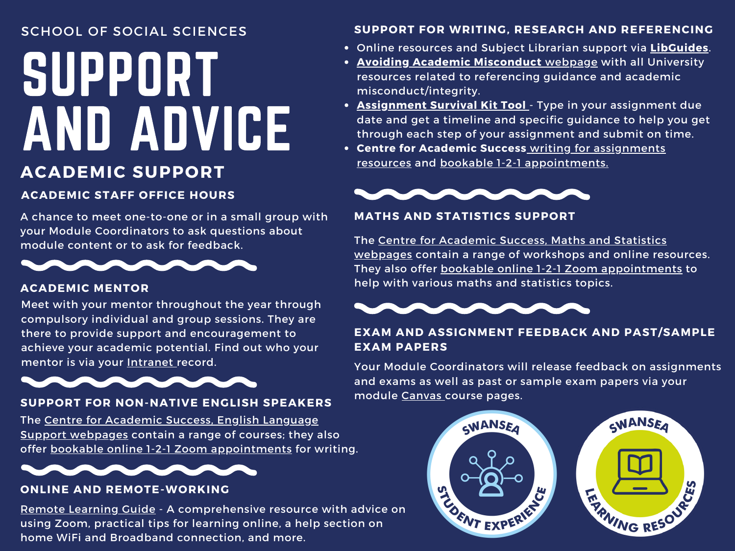SCHOOL OF SOCIAL SCIENCES

# SUPPORT AND ADVICE

## ACADEMIC SUPPORT

### ACADEMIC STAFF OFFICE HOURS

A chance to meet one-to-one or in a small group with your Module Coordinators to ask questions about module content or to ask for feedback.

### ACADEMIC MENTOR

Meet with your mentor throughout the year through compulsory individual and group sessions. They are there to provide support and encouragement to achieve your academic potential. Find out who your mentor is via your Intranet record.

### SUPPORT FOR NON-NATIVE ENGLISH SPEAKERS

The Centre for Academic Success, English Language Support webpages contain a range of courses; they also offer bookable online 1-2-1 Zoom appointments for writing.

### ONLINE AND REMOTE-WORKING

Remote Learning Guide - A comprehensive resource with advice on using Zoom, practical tips for learning online, a help section on home WiFi and Broadband connection, and more.

### SUPPORT FOR WRITING, RESEARCH AND REFERENCING

- Online resources and Subject Librarian support via **LibGuides**.
- **Avoiding Academic Misconduct** webpage with all University resources related to referencing guidance and academic misconduct/integrity.
- **Assignment Survival Kit Tool** - Type in your assignment due date and get a timeline and specific guidance to help you get through each step of your assignment and submit on time.
- **Centre for Academic Success** writing for assignments resources and bookable 1-2-1 appointments.

### MATHS AND STATISTICS SUPPORT

The Centre for Academic Success, Maths and Statistics webpages contain a range of workshops and online resources. They also offer bookable online 1-2-1 Zoom appointments to help with various maths and statistics topics.

### EXAM AND ASSIGNMENT FEEDBACK AND PAST/SAMPLE EXAM PAPERS

Your Module Coordinators will release feedback on assignments and exams as well as past or sample exam papers via your module Canvas course pages.

SWANSEA STUDENT EXPERIENCE

SWANSEA LEARNING RESOURCES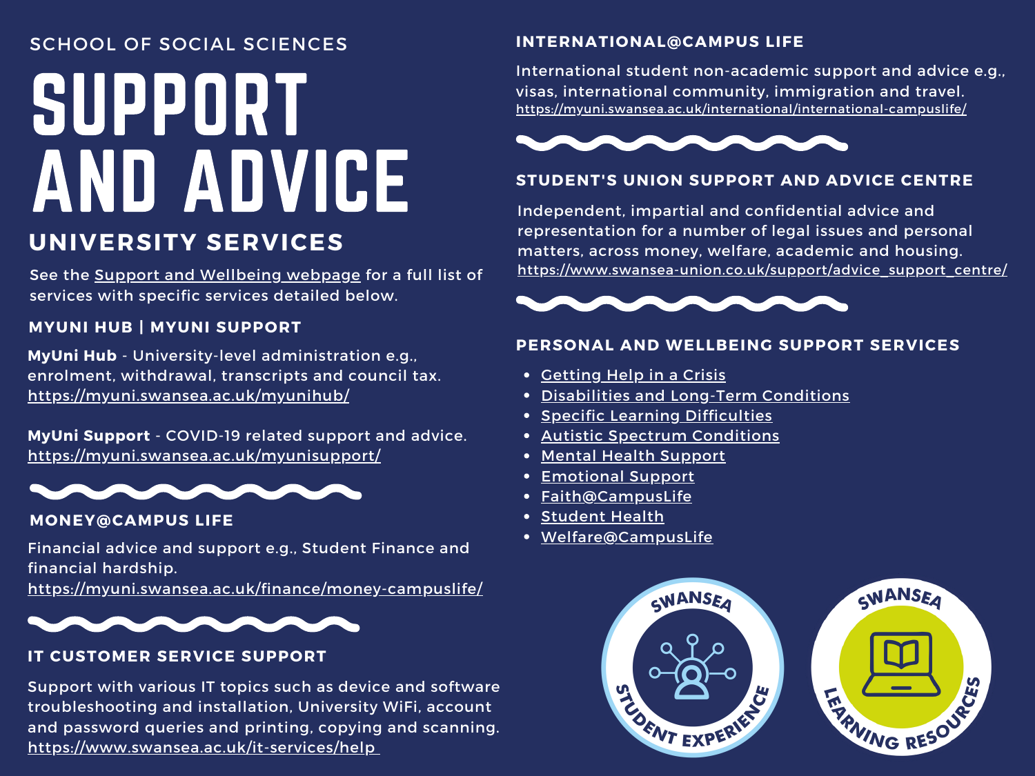SCHOOL OF SOCIAL SCIENCES

# SUPPORT AND ADVICE

## UNIVERSITY SERVICES

See the Support and Wellbeing webpage for a full list of services with specific services detailed below.

### MYUNI HUB | MYUNI SUPPORT

**MyUni Hub** - University-level administration e.g., enrolment, withdrawal, transcripts and council tax.
https://myuni.swansea.ac.uk/myunihub/

**MyUni Support** - COVID-19 related support and advice.
https://myuni.swansea.ac.uk/myunisupport/

### MONEY@CAMPUS LIFE

Financial advice and support e.g., Student Finance and financial hardship.
https://myuni.swansea.ac.uk/finance/money-campuslife/

### IT CUSTOMER SERVICE SUPPORT

Support with various IT topics such as device and software troubleshooting and installation, University WiFi, account and password queries and printing, copying and scanning.
https://www.swansea.ac.uk/it-services/help

### INTERNATIONAL@CAMPUS LIFE

International student non-academic support and advice e.g., visas, international community, immigration and travel.
https://myuni.swansea.ac.uk/international/international-campuslife/

### STUDENT'S UNION SUPPORT AND ADVICE CENTRE

Independent, impartial and confidential advice and representation for a number of legal issues and personal matters, across money, welfare, academic and housing.
https://www.swansea-union.co.uk/support/advice_support_centre/

### PERSONAL AND WELLBEING SUPPORT SERVICES

- Getting Help in a Crisis
- Disabilities and Long-Term Conditions
- Specific Learning Difficulties
- Autistic Spectrum Conditions
- Mental Health Support
- Emotional Support
- Faith@CampusLife
- Student Health
- Welfare@CampusLife

SWANSEA STUDENT EXPERIENCE

SWANSEA LEARNING RESOURCES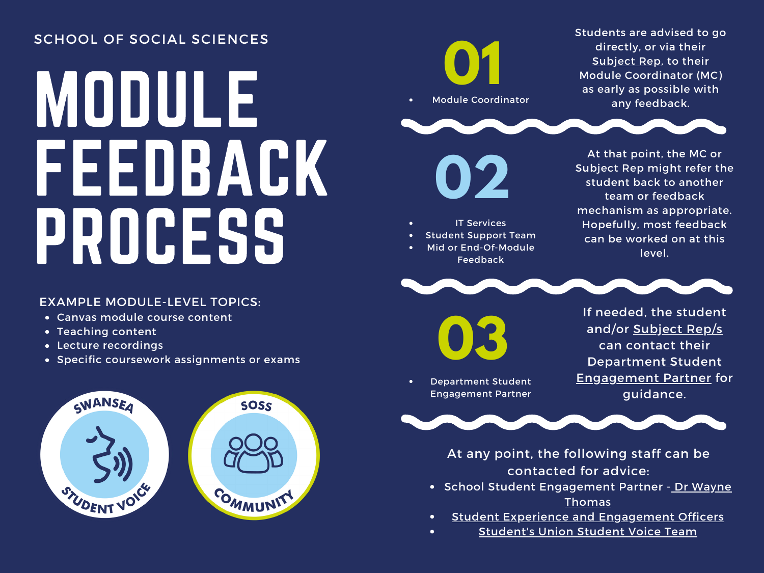SCHOOL OF SOCIAL SCIENCES

# MODULE FEEDBACK PROCESS

EXAMPLE MODULE-LEVEL TOPICS:

- Canvas module course content
- Teaching content
- Lecture recordings
- Specific coursework assignments or exams

SWANSEA STUDENT VOICE

SOSS COMMUNITY

## 01

- Module Coordinator

Students are advised to go directly, or via their Subject Rep, to their Module Coordinator (MC) as early as possible with any feedback.

## 02

- IT Services
- Student Support Team
- Mid or End-Of-Module Feedback

At that point, the MC or Subject Rep might refer the student back to another team or feedback mechanism as appropriate. Hopefully, most feedback can be worked on at this level.

## 03

- Department Student Engagement Partner

If needed, the student and/or Subject Rep/s can contact their Department Student Engagement Partner for guidance.

At any point, the following staff can be contacted for advice:

- School Student Engagement Partner - Dr Wayne Thomas
- Student Experience and Engagement Officers
- Student's Union Student Voice Team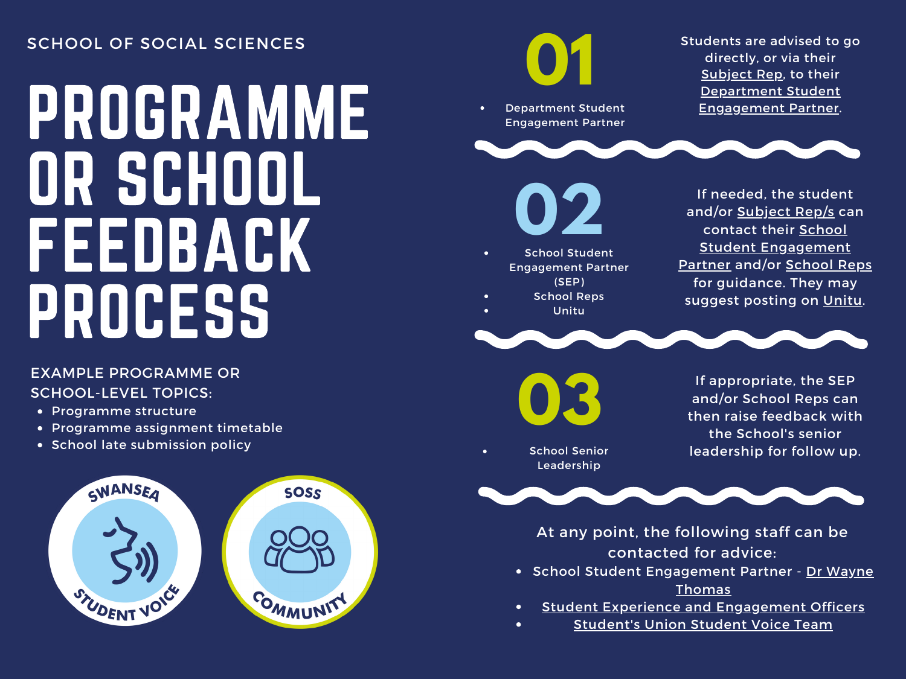SCHOOL OF SOCIAL SCIENCES

# PROGRAMME OR SCHOOL FEEDBACK PROCESS

EXAMPLE PROGRAMME OR SCHOOL-LEVEL TOPICS:

- Programme structure
- Programme assignment timetable
- School late submission policy

SWANSEA STUDENT VOICE

SOSS COMMUNITY

## 01

- Department Student Engagement Partner

Students are advised to go directly, or via their Subject Rep, to their Department Student Engagement Partner.

## 02

- School Student Engagement Partner (SEP)
- School Reps
- Unitu

If needed, the student and/or Subject Rep/s can contact their School Student Engagement Partner and/or School Reps for guidance. They may suggest posting on Unitu.

## 03

- School Senior Leadership

If appropriate, the SEP and/or School Reps can then raise feedback with the School's senior leadership for follow up.

At any point, the following staff can be contacted for advice:

- School Student Engagement Partner - Dr Wayne Thomas
- Student Experience and Engagement Officers
- Student's Union Student Voice Team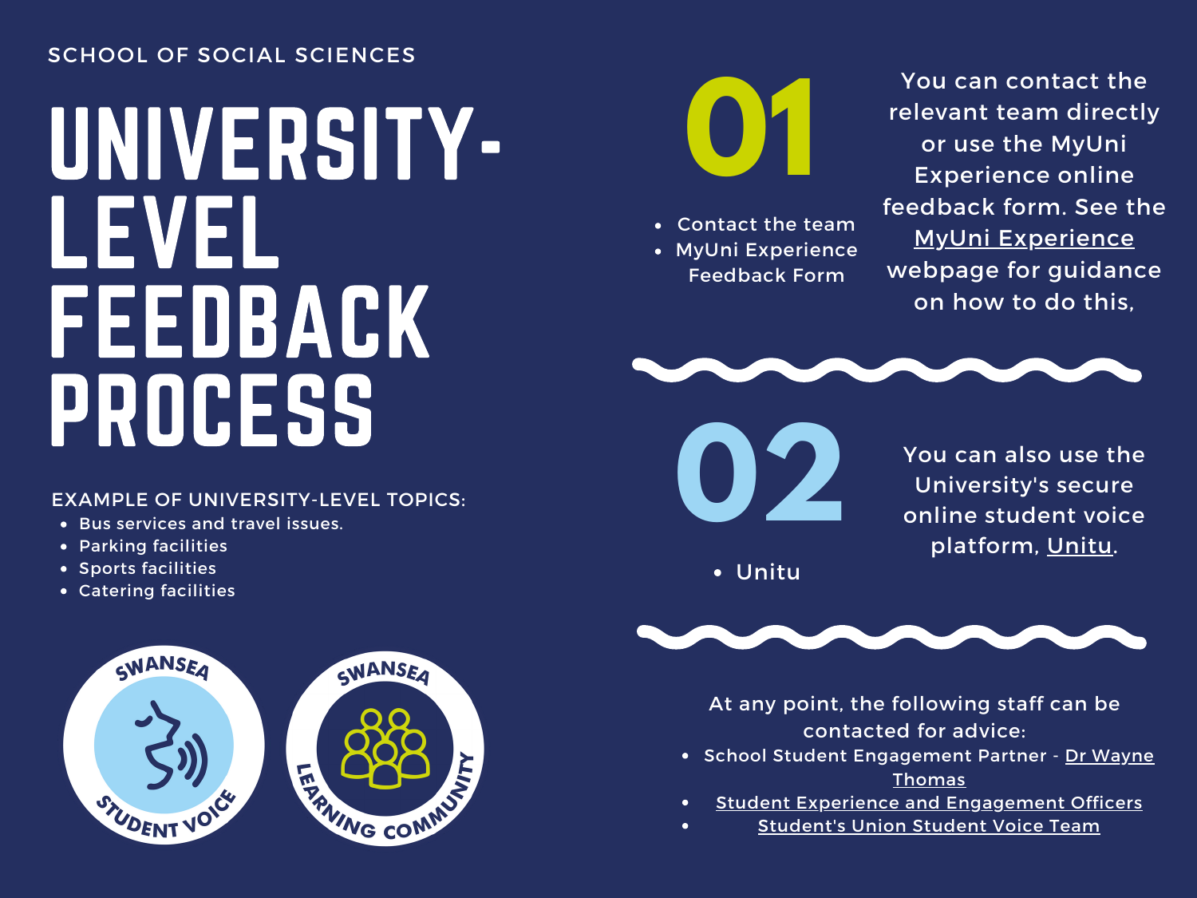SCHOOL OF SOCIAL SCIENCES

# UNIVERSITY-LEVEL FEEDBACK PROCESS

EXAMPLE OF UNIVERSITY-LEVEL TOPICS:

- Bus services and travel issues.
- Parking facilities
- Sports facilities
- Catering facilities

SWANSEA STUDENT VOICE

SWANSEA LEARNING COMMUNITY

## 01

- Contact the team
- MyUni Experience Feedback Form

You can contact the relevant team directly or use the MyUni Experience online feedback form. See the MyUni Experience webpage for guidance on how to do this,

## 02

- Unitu

You can also use the University's secure online student voice platform, Unitu.

At any point, the following staff can be contacted for advice:

- School Student Engagement Partner - Dr Wayne Thomas
- Student Experience and Engagement Officers
- Student's Union Student Voice Team